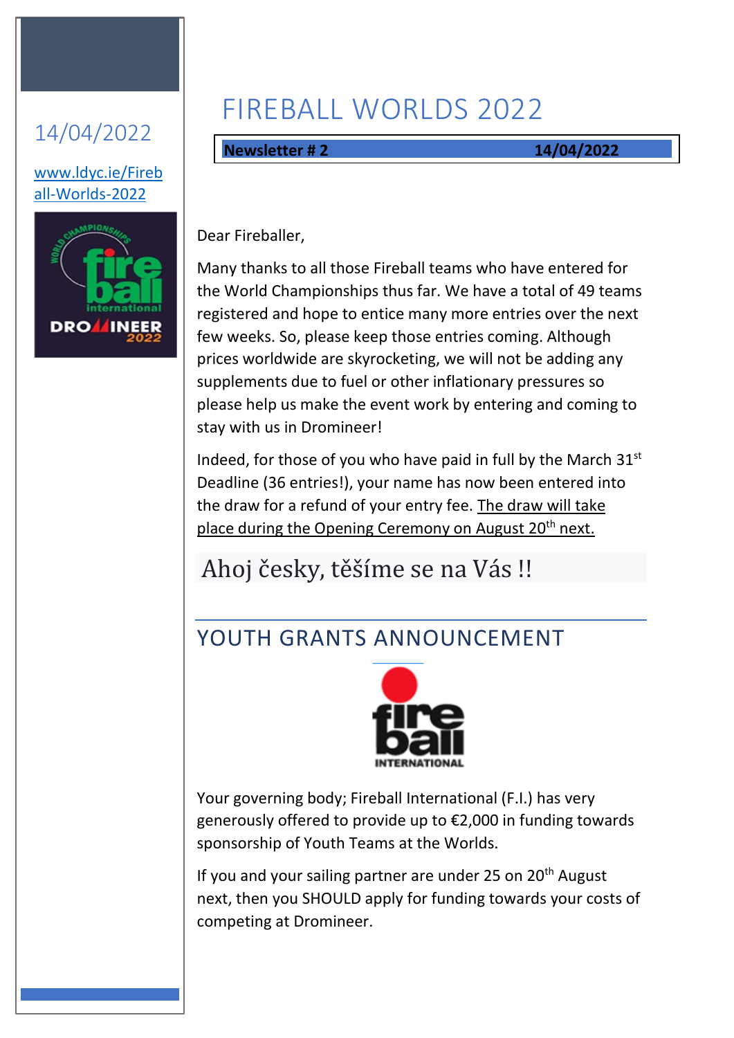14/04/2022

www.ldyc.ie/Fireball-Worlds-2022

# FIREBALL WORLDS 2022

**Newsletter # 2** **14/04/2022**

Dear Fireballer,

Many thanks to all those Fireball teams who have entered for the World Championships thus far. We have a total of 49 teams registered and hope to entice many more entries over the next few weeks. So, please keep those entries coming. Although prices worldwide are skyrocketing, we will not be adding any supplements due to fuel or other inflationary pressures so please help us make the event work by entering and coming to stay with us in Dromineer!

Indeed, for those of you who have paid in full by the March 31st Deadline (36 entries!), your name has now been entered into the draw for a refund of your entry fee. The draw will take place during the Opening Ceremony on August 20th next.

Ahoj česky, těšíme se na Vás !!

## YOUTH GRANTS ANNOUNCEMENT

Your governing body; Fireball International (F.I.) has very generously offered to provide up to €2,000 in funding towards sponsorship of Youth Teams at the Worlds.

If you and your sailing partner are under 25 on 20th August next, then you SHOULD apply for funding towards your costs of competing at Dromineer.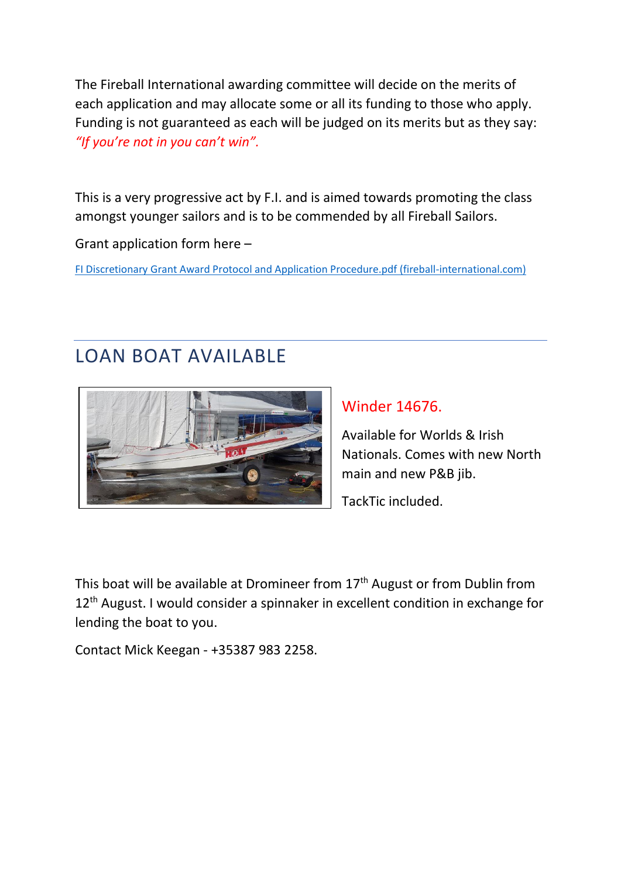The Fireball International awarding committee will decide on the merits of each application and may allocate some or all its funding to those who apply. Funding is not guaranteed as each will be judged on its merits but as they say: *"If you're not in you can't win".*

This is a very progressive act by F.I. and is aimed towards promoting the class amongst younger sailors and is to be commended by all Fireball Sailors.

Grant application form here –

[FI Discretionary Grant Award Protocol and Application Procedure.pdf (fireball-international.com)]

---

## LOAN BOAT AVAILABLE

### Winder 14676.

Available for Worlds & Irish Nationals. Comes with new North main and new P&B jib.

TackTic included.

This boat will be available at Dromineer from 17th August or from Dublin from 12th August. I would consider a spinnaker in excellent condition in exchange for lending the boat to you.

Contact Mick Keegan - +35387 983 2258.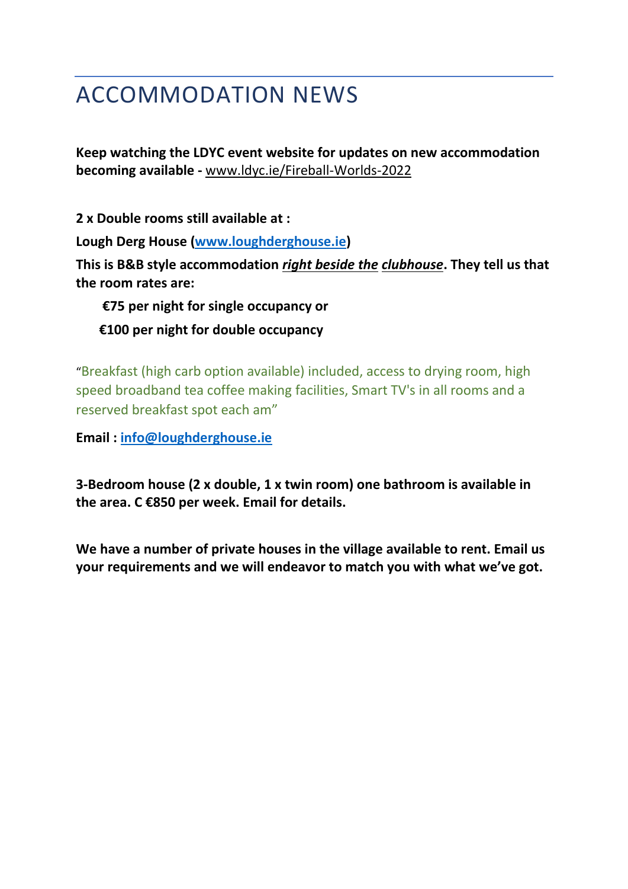# ACCOMMODATION NEWS

**Keep watching the LDYC event website for updates on new accommodation becoming available -** www.ldyc.ie/Fireball-Worlds-2022

**2 x Double rooms still available at :**

**Lough Derg House (www.loughderghouse.ie)**

**This is B&B style accommodation *right beside the clubhouse*. They tell us that the room rates are:**

**€75 per night for single occupancy or**

**€100 per night for double occupancy**

"Breakfast (high carb option available) included, access to drying room, high speed broadband tea coffee making facilities, Smart TV's in all rooms and a reserved breakfast spot each am"

**Email : info@loughderghouse.ie**

**3-Bedroom house (2 x double, 1 x twin room) one bathroom is available in the area. C €850 per week. Email for details.**

**We have a number of private houses in the village available to rent. Email us your requirements and we will endeavor to match you with what we've got.**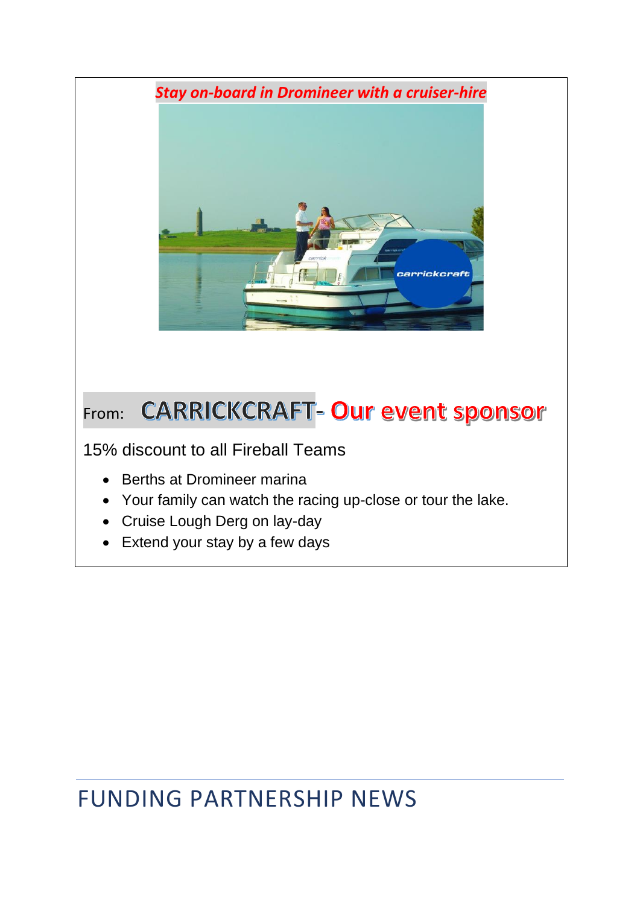***Stay on-board in Dromineer with a cruiser-hire***

From: **CARRICKCRAFT- Our event sponsor**

15% discount to all Fireball Teams

- Berths at Dromineer marina
- Your family can watch the racing up-close or tour the lake.
- Cruise Lough Derg on lay-day
- Extend your stay by a few days

# FUNDING PARTNERSHIP NEWS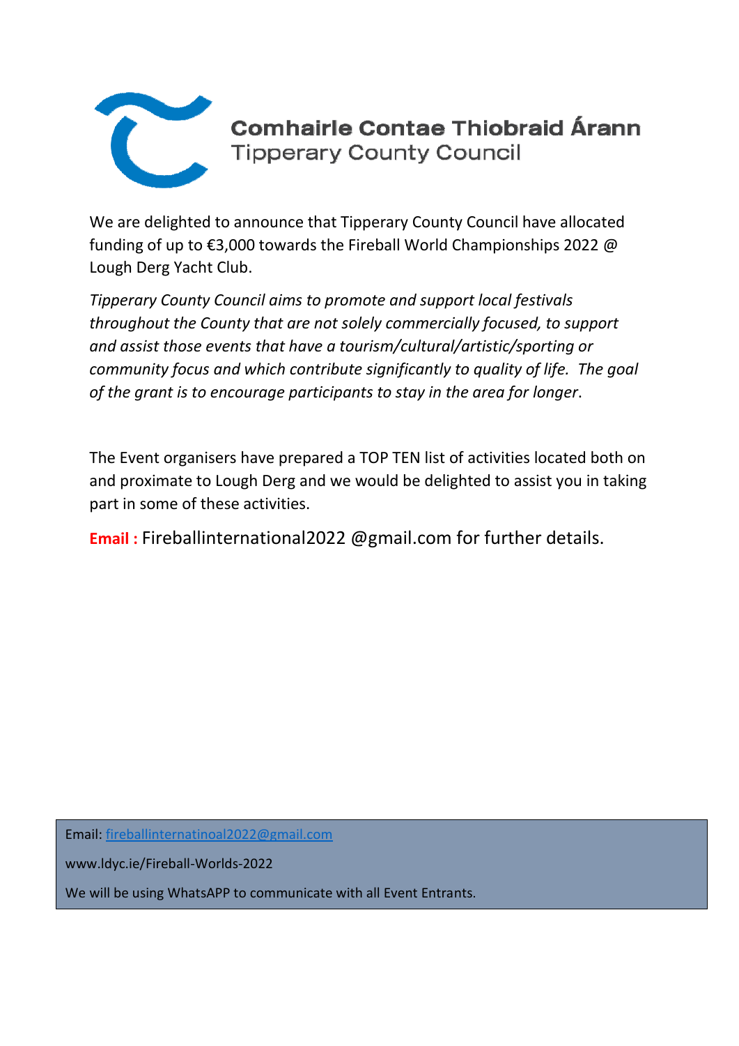**Comhairle Contae Thiobraid Árann**
Tipperary County Council

We are delighted to announce that Tipperary County Council have allocated funding of up to €3,000 towards the Fireball World Championships 2022 @ Lough Derg Yacht Club.

*Tipperary County Council aims to promote and support local festivals throughout the County that are not solely commercially focused, to support and assist those events that have a tourism/cultural/artistic/sporting or community focus and which contribute significantly to quality of life. The goal of the grant is to encourage participants to stay in the area for longer*.

The Event organisers have prepared a TOP TEN list of activities located both on and proximate to Lough Derg and we would be delighted to assist you in taking part in some of these activities.

**Email :** Fireballinternational2022 @gmail.com for further details.

Email: fireballinternatinoal2022@gmail.com

www.ldyc.ie/Fireball-Worlds-2022

We will be using WhatsAPP to communicate with all Event Entrants.